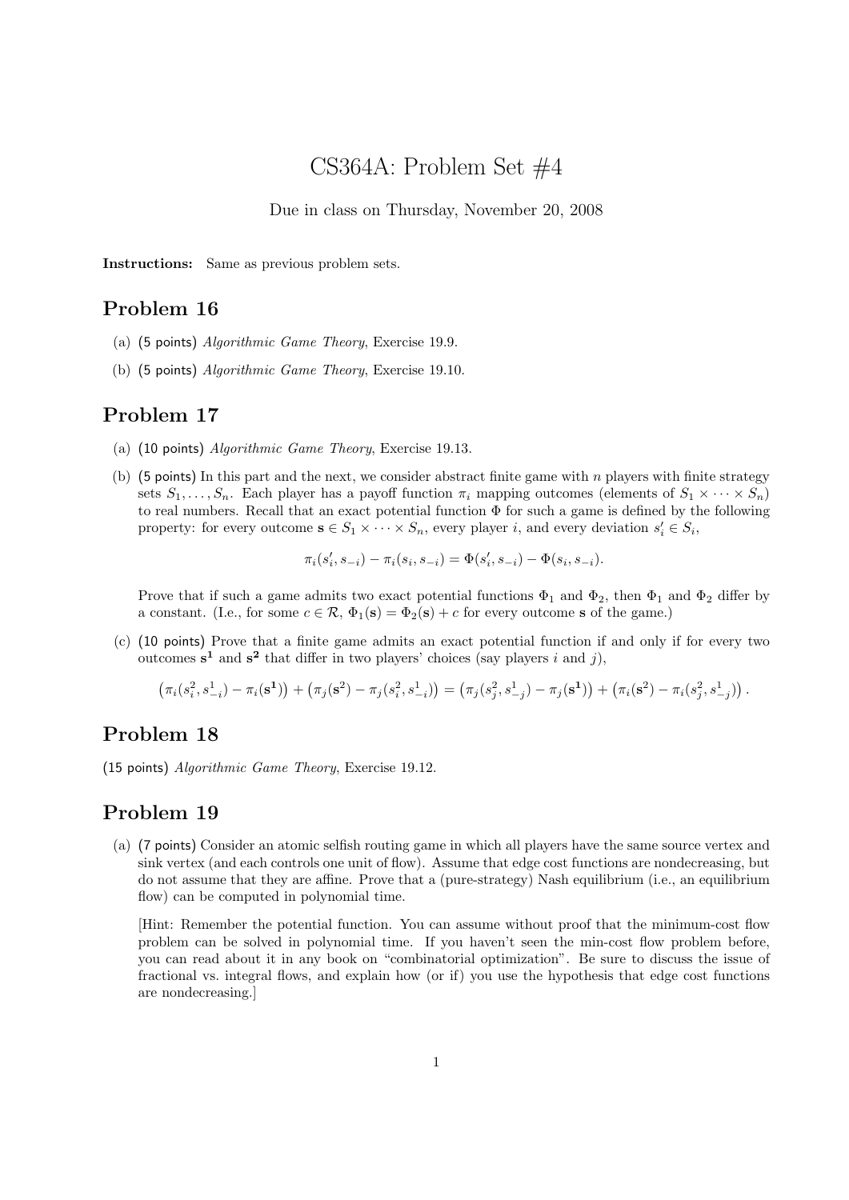# CS364A: Problem Set #4

Due in class on Thursday, November 20, 2008

**Instructions:** Same as previous problem sets.

## Problem 16

(a) (5 points) *Algorithmic Game Theory*, Exercise 19.9.

(b) (5 points) *Algorithmic Game Theory*, Exercise 19.10.

## Problem 17

(a) (10 points) *Algorithmic Game Theory*, Exercise 19.13.

(b) (5 points) In this part and the next, we consider abstract finite game with $n$ players with finite strategy sets $S_1, \ldots, S_n$. Each player has a payoff function $\pi_i$ mapping outcomes (elements of $S_1 \times \cdots \times S_n$) to real numbers. Recall that an exact potential function $\Phi$ for such a game is defined by the following property: for every outcome $\mathbf{s} \in S_1 \times \cdots \times S_n$, every player $i$, and every deviation $s_i' \in S_i$,

$$\pi_i(s_i', s_{-i}) - \pi_i(s_i, s_{-i}) = \Phi(s_i', s_{-i}) - \Phi(s_i, s_{-i}).$$

Prove that if such a game admits two exact potential functions $\Phi_1$ and $\Phi_2$, then $\Phi_1$ and $\Phi_2$ differ by a constant. (I.e., for some $c \in \mathcal{R}$, $\Phi_1(\mathbf{s}) = \Phi_2(\mathbf{s}) + c$ for every outcome $\mathbf{s}$ of the game.)

(c) (10 points) Prove that a finite game admits an exact potential function if and only if for every two outcomes $\mathbf{s^1}$ and $\mathbf{s^2}$ that differ in two players' choices (say players $i$ and $j$),

$$\left(\pi_i(s_i^2, s_{-i}^1) - \pi_i(\mathbf{s^1})\right) + \left(\pi_j(\mathbf{s}^2) - \pi_j(s_i^2, s_{-i}^1)\right) = \left(\pi_j(s_j^2, s_{-j}^1) - \pi_j(\mathbf{s^1})\right) + \left(\pi_i(\mathbf{s}^2) - \pi_i(s_j^2, s_{-j}^1)\right).$$

## Problem 18

(15 points) *Algorithmic Game Theory*, Exercise 19.12.

## Problem 19

(a) (7 points) Consider an atomic selfish routing game in which all players have the same source vertex and sink vertex (and each controls one unit of flow). Assume that edge cost functions are nondecreasing, but do not assume that they are affine. Prove that a (pure-strategy) Nash equilibrium (i.e., an equilibrium flow) can be computed in polynomial time.

[Hint: Remember the potential function. You can assume without proof that the minimum-cost flow problem can be solved in polynomial time. If you haven't seen the min-cost flow problem before, you can read about it in any book on "combinatorial optimization". Be sure to discuss the issue of fractional vs. integral flows, and explain how (or if) you use the hypothesis that edge cost functions are nondecreasing.]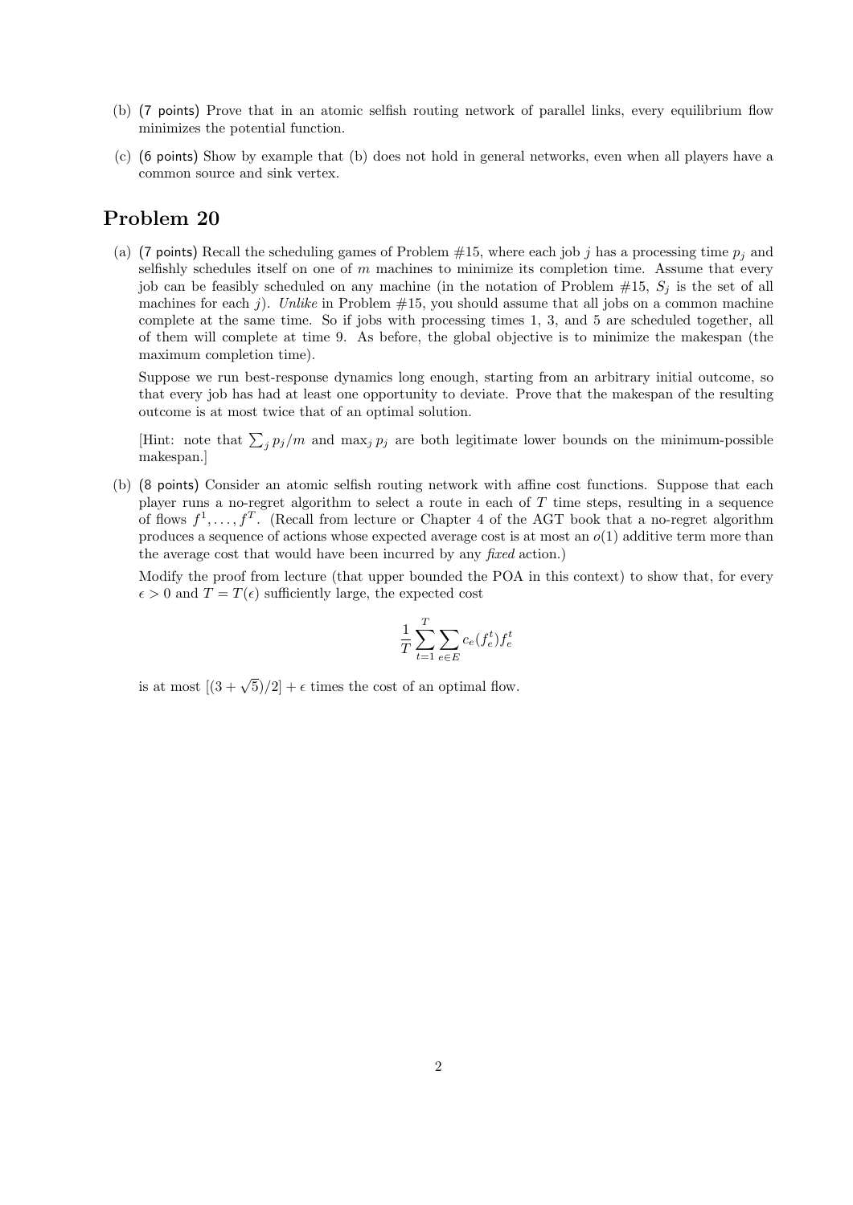(b) (7 points) Prove that in an atomic selfish routing network of parallel links, every equilibrium flow minimizes the potential function.

(c) (6 points) Show by example that (b) does not hold in general networks, even when all players have a common source and sink vertex.

## Problem 20

(a) (7 points) Recall the scheduling games of Problem #15, where each job $j$ has a processing time $p_j$ and selfishly schedules itself on one of $m$ machines to minimize its completion time. Assume that every job can be feasibly scheduled on any machine (in the notation of Problem #15, $S_j$ is the set of all machines for each $j$). *Unlike* in Problem #15, you should assume that all jobs on a common machine complete at the same time. So if jobs with processing times 1, 3, and 5 are scheduled together, all of them will complete at time 9. As before, the global objective is to minimize the makespan (the maximum completion time).

Suppose we run best-response dynamics long enough, starting from an arbitrary initial outcome, so that every job has had at least one opportunity to deviate. Prove that the makespan of the resulting outcome is at most twice that of an optimal solution.

[Hint: note that $\sum_j p_j/m$ and $\max_j p_j$ are both legitimate lower bounds on the minimum-possible makespan.]

(b) (8 points) Consider an atomic selfish routing network with affine cost functions. Suppose that each player runs a no-regret algorithm to select a route in each of $T$ time steps, resulting in a sequence of flows $f^1, \ldots, f^T$. (Recall from lecture or Chapter 4 of the AGT book that a no-regret algorithm produces a sequence of actions whose expected average cost is at most an $o(1)$ additive term more than the average cost that would have been incurred by any *fixed* action.)

Modify the proof from lecture (that upper bounded the POA in this context) to show that, for every $\epsilon > 0$ and $T = T(\epsilon)$ sufficiently large, the expected cost

$$\frac{1}{T} \sum_{t=1}^{T} \sum_{e \in E} c_e(f_e^t) f_e^t$$

is at most $[(3 + \sqrt{5})/2] + \epsilon$ times the cost of an optimal flow.